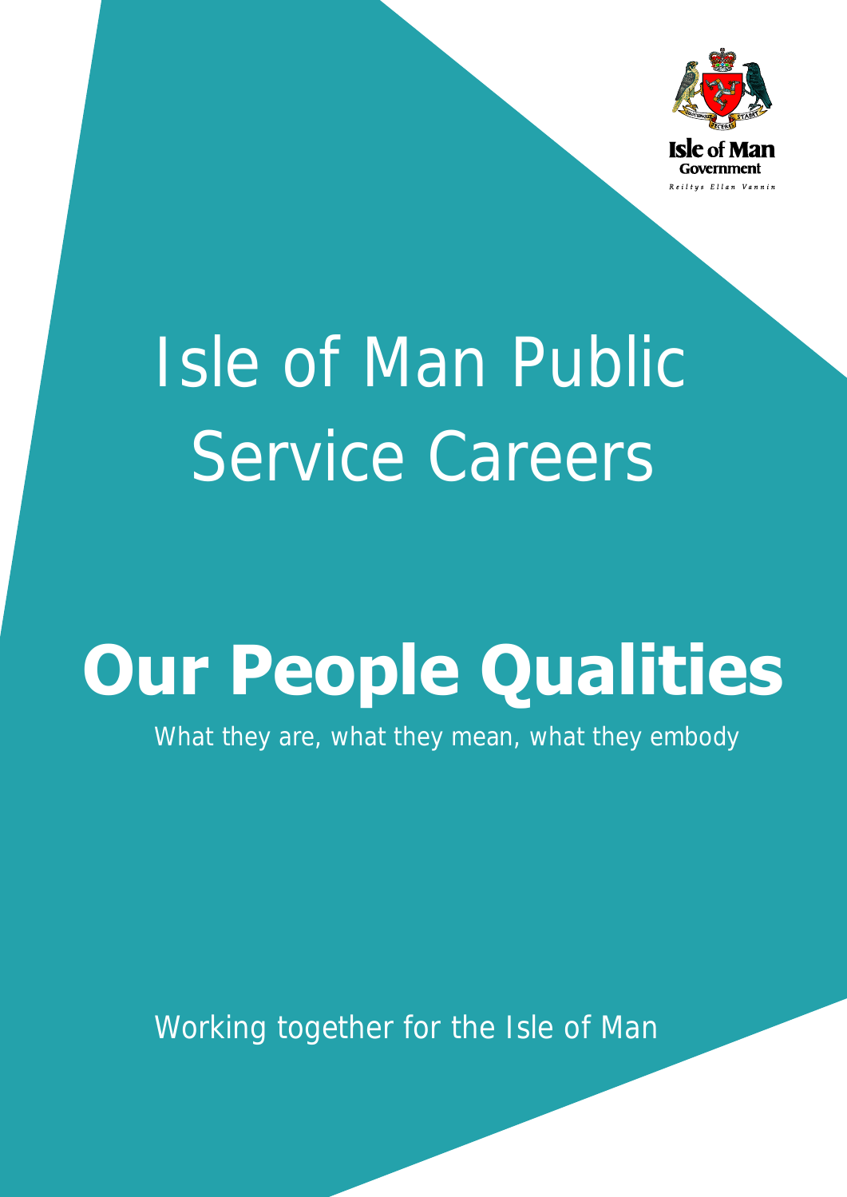Isle of Man Government

Reiltys Ellan Vannin

# Isle of Man Public Service Careers

# Our People Qualities

What they are, what they mean, what they embody

Working together for the Isle of Man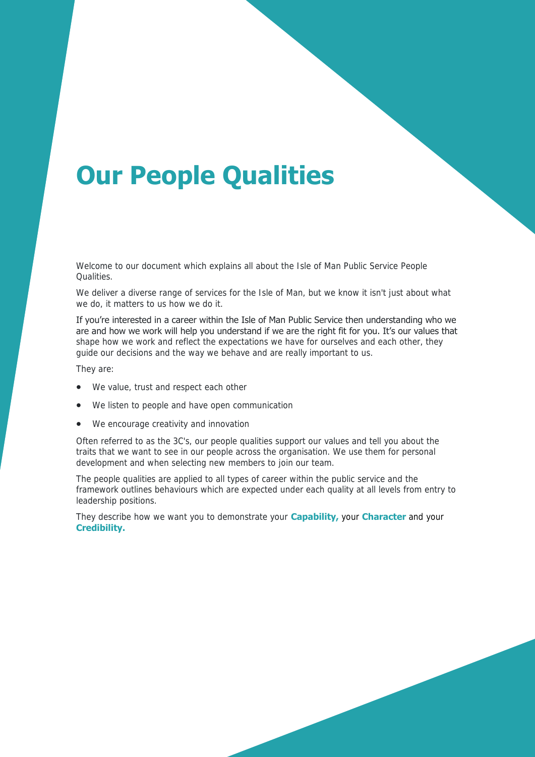# Our People Qualities

Welcome to our document which explains all about the Isle of Man Public Service People Qualities.

We deliver a diverse range of services for the Isle of Man, but we know it isn't just about what we do, it matters to us how we do it.

If you're interested in a career within the Isle of Man Public Service then understanding who we are and how we work will help you understand if we are the right fit for you. It's our values that shape how we work and reflect the expectations we have for ourselves and each other, they guide our decisions and the way we behave and are really important to us.

They are:

- We value, trust and respect each other
- We listen to people and have open communication
- We encourage creativity and innovation

Often referred to as the 3C's, our people qualities support our values and tell you about the traits that we want to see in our people across the organisation. We use them for personal development and when selecting new members to join our team.

The people qualities are applied to all types of career within the public service and the framework outlines behaviours which are expected under each quality at all levels from entry to leadership positions.

They describe how we want you to demonstrate your **Capability,** your **Character** and your **Credibility.**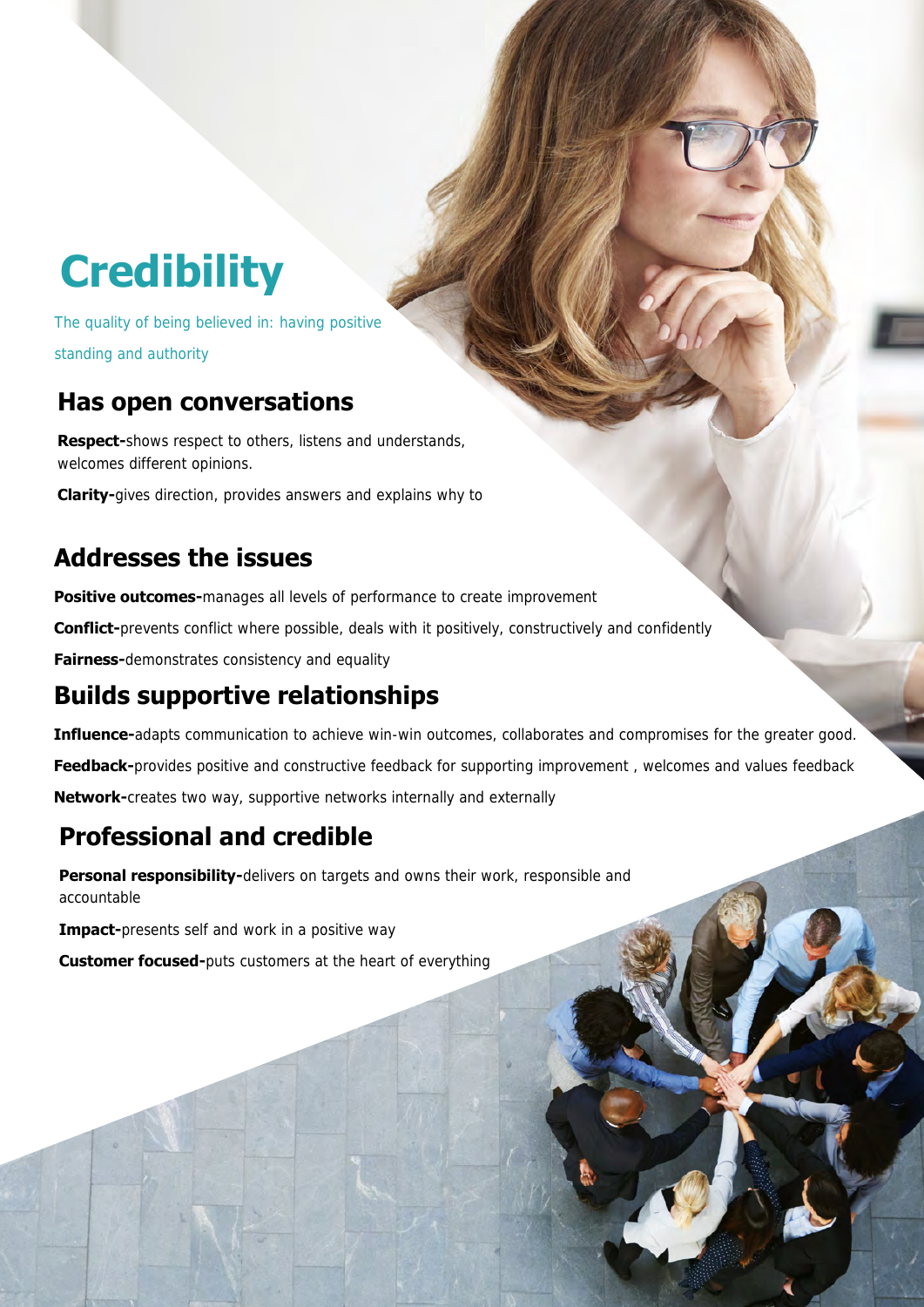# Credibility

The quality of being believed in: having positive standing and authority

## Has open conversations

**Respect-**shows respect to others, listens and understands, welcomes different opinions.

**Clarity-**gives direction, provides answers and explains why to

## Addresses the issues

**Positive outcomes-**manages all levels of performance to create improvement

**Conflict-**prevents conflict where possible, deals with it positively, constructively and confidently

**Fairness-**demonstrates consistency and equality

## Builds supportive relationships

**Influence-**adapts communication to achieve win-win outcomes, collaborates and compromises for the greater good.

**Feedback-**provides positive and constructive feedback for supporting improvement , welcomes and values feedback

**Network-**creates two way, supportive networks internally and externally

## Professional and credible

**Personal responsibility-**delivers on targets and owns their work, responsible and accountable

**Impact-**presents self and work in a positive way

**Customer focused-**puts customers at the heart of everything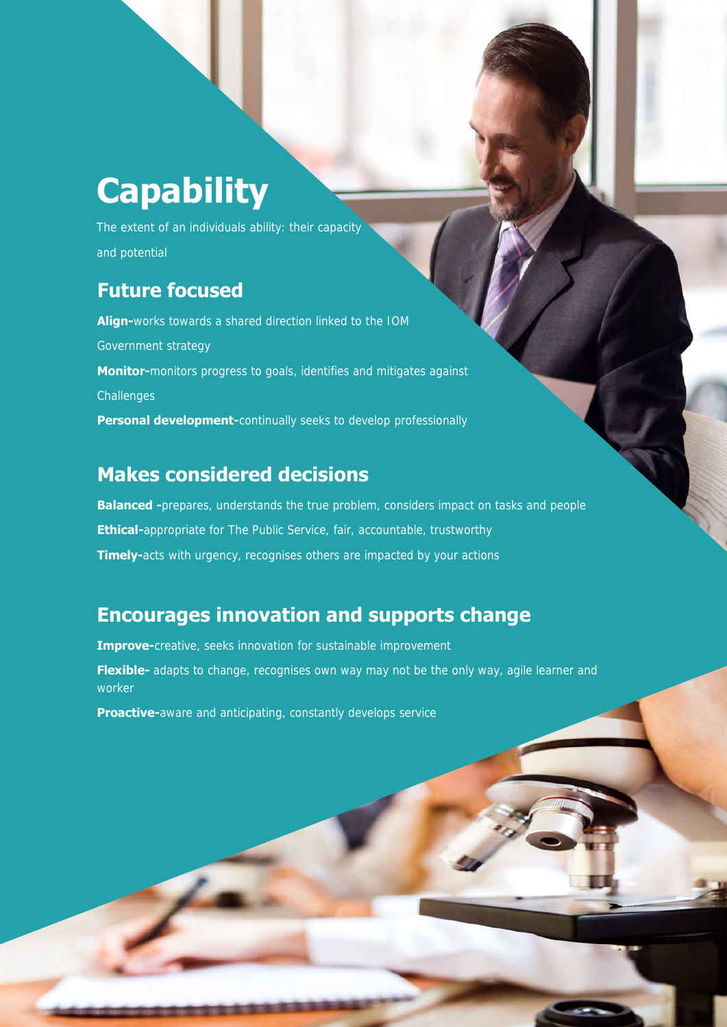# Capability

The extent of an individuals ability: their capacity and potential

## Future focused

**Align-**works towards a shared direction linked to the IOM Government strategy

**Monitor-**monitors progress to goals, identifies and mitigates against Challenges

**Personal development-**continually seeks to develop professionally

## Makes considered decisions

**Balanced -**prepares, understands the true problem, considers impact on tasks and people

**Ethical-**appropriate for The Public Service, fair, accountable, trustworthy

**Timely-**acts with urgency, recognises others are impacted by your actions

## Encourages innovation and supports change

**Improve-**creative, seeks innovation for sustainable improvement

**Flexible-** adapts to change, recognises own way may not be the only way, agile learner and worker

**Proactive-**aware and anticipating, constantly develops service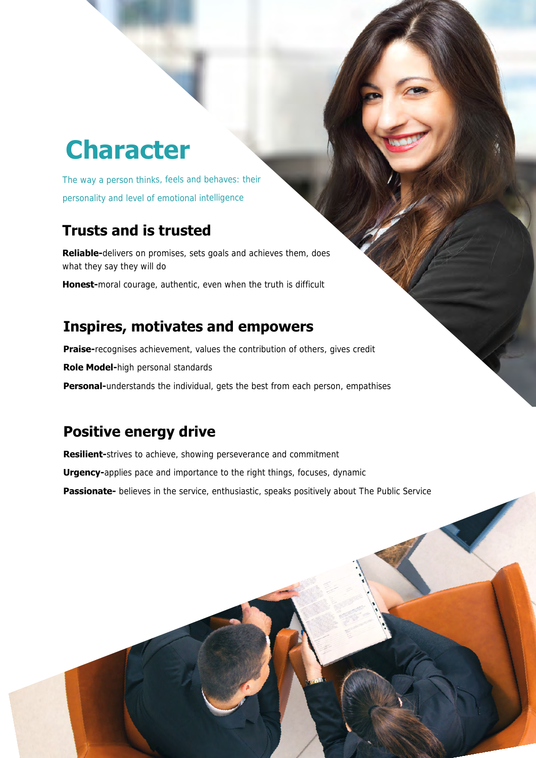# Character

The way a person thinks, feels and behaves: their personality and level of emotional intelligence

## Trusts and is trusted

**Reliable-**delivers on promises, sets goals and achieves them, does what they say they will do

**Honest-**moral courage, authentic, even when the truth is difficult

## Inspires, motivates and empowers

**Praise-**recognises achievement, values the contribution of others, gives credit

**Role Model-**high personal standards

**Personal-**understands the individual, gets the best from each person, empathises

## Positive energy drive

**Resilient-**strives to achieve, showing perseverance and commitment

**Urgency-**applies pace and importance to the right things, focuses, dynamic

**Passionate-** believes in the service, enthusiastic, speaks positively about The Public Service